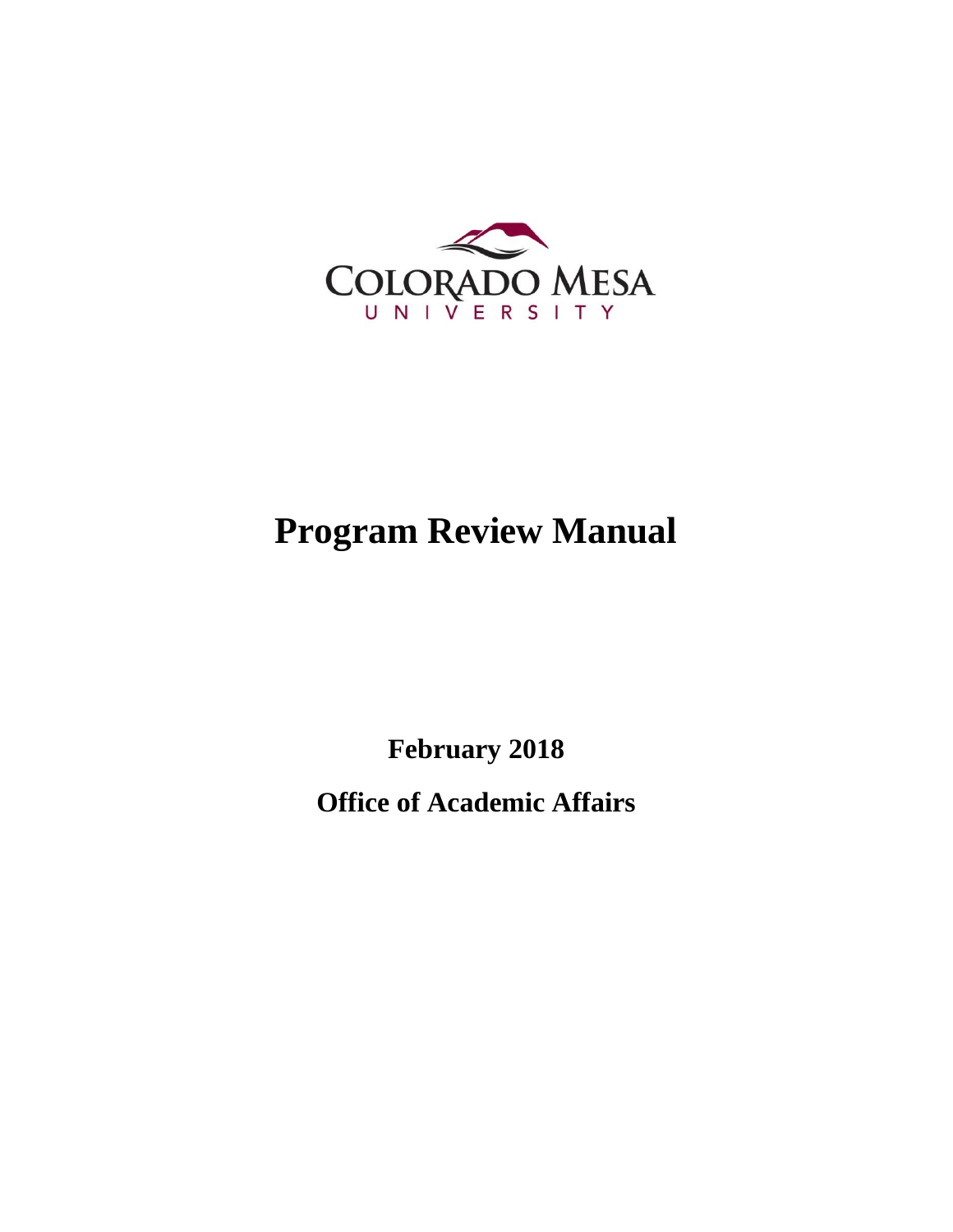COLORADO MESA UNIVERSITY

# Program Review Manual

**February 2018**

**Office of Academic Affairs**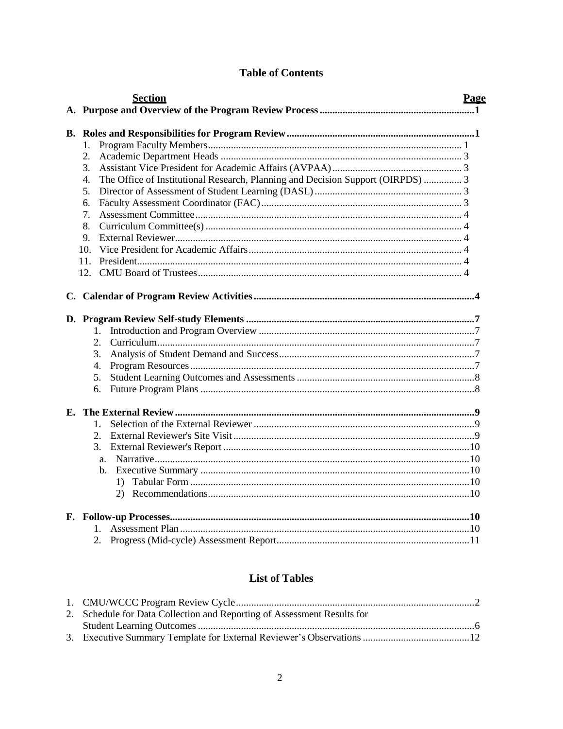# Table of Contents

| Section | Page |
|---|---|
| **A. Purpose and Overview of the Program Review Process** | **1** |
| **B. Roles and Responsibilities for Program Review** | **1** |
| 1. Program Faculty Members | 1 |
| 2. Academic Department Heads | 3 |
| 3. Assistant Vice President for Academic Affairs (AVPAA) | 3 |
| 4. The Office of Institutional Research, Planning and Decision Support (OIRPDS) | 3 |
| 5. Director of Assessment of Student Learning (DASL) | 3 |
| 6. Faculty Assessment Coordinator (FAC) | 3 |
| 7. Assessment Committee | 4 |
| 8. Curriculum Committee(s) | 4 |
| 9. External Reviewer | 4 |
| 10. Vice President for Academic Affairs | 4 |
| 11. President | 4 |
| 12. CMU Board of Trustees | 4 |
| **C. Calendar of Program Review Activities** | **4** |
| **D. Program Review Self-study Elements** | **7** |
| 1. Introduction and Program Overview | 7 |
| 2. Curriculum | 7 |
| 3. Analysis of Student Demand and Success | 7 |
| 4. Program Resources | 7 |
| 5. Student Learning Outcomes and Assessments | 8 |
| 6. Future Program Plans | 8 |
| **E. The External Review** | **9** |
| 1. Selection of the External Reviewer | 9 |
| 2. External Reviewer's Site Visit | 9 |
| 3. External Reviewer's Report | 10 |
| a. Narrative | 10 |
| b. Executive Summary | 10 |
| 1) Tabular Form | 10 |
| 2) Recommendations | 10 |
| **F. Follow-up Processes** | **10** |
| 1. Assessment Plan | 10 |
| 2. Progress (Mid-cycle) Assessment Report | 11 |

# List of Tables

| Table | Page |
|---|---|
| 1. CMU/WCCC Program Review Cycle | 2 |
| 2. Schedule for Data Collection and Reporting of Assessment Results for Student Learning Outcomes | 6 |
| 3. Executive Summary Template for External Reviewer's Observations | 12 |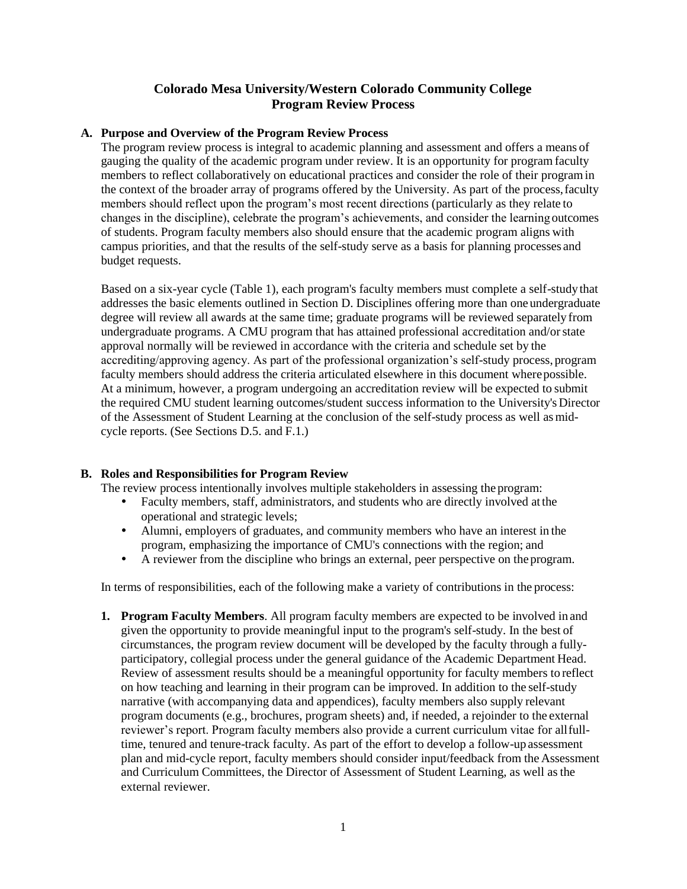# Colorado Mesa University/Western Colorado Community College
# Program Review Process

## A. Purpose and Overview of the Program Review Process

The program review process is integral to academic planning and assessment and offers a means of gauging the quality of the academic program under review. It is an opportunity for program faculty members to reflect collaboratively on educational practices and consider the role of their program in the context of the broader array of programs offered by the University. As part of the process, faculty members should reflect upon the program's most recent directions (particularly as they relate to changes in the discipline), celebrate the program's achievements, and consider the learning outcomes of students. Program faculty members also should ensure that the academic program aligns with campus priorities, and that the results of the self-study serve as a basis for planning processes and budget requests.

Based on a six-year cycle (Table 1), each program's faculty members must complete a self-study that addresses the basic elements outlined in Section D. Disciplines offering more than one undergraduate degree will review all awards at the same time; graduate programs will be reviewed separately from undergraduate programs. A CMU program that has attained professional accreditation and/or state approval normally will be reviewed in accordance with the criteria and schedule set by the accrediting/approving agency. As part of the professional organization's self-study process, program faculty members should address the criteria articulated elsewhere in this document where possible. At a minimum, however, a program undergoing an accreditation review will be expected to submit the required CMU student learning outcomes/student success information to the University's Director of the Assessment of Student Learning at the conclusion of the self-study process as well as mid-cycle reports. (See Sections D.5. and F.1.)

## B. Roles and Responsibilities for Program Review

The review process intentionally involves multiple stakeholders in assessing the program:

- Faculty members, staff, administrators, and students who are directly involved at the operational and strategic levels;
- Alumni, employers of graduates, and community members who have an interest in the program, emphasizing the importance of CMU's connections with the region; and
- A reviewer from the discipline who brings an external, peer perspective on the program.

In terms of responsibilities, each of the following make a variety of contributions in the process:

1. **Program Faculty Members**. All program faculty members are expected to be involved in and given the opportunity to provide meaningful input to the program's self-study. In the best of circumstances, the program review document will be developed by the faculty through a fully-participatory, collegial process under the general guidance of the Academic Department Head. Review of assessment results should be a meaningful opportunity for faculty members to reflect on how teaching and learning in their program can be improved. In addition to the self-study narrative (with accompanying data and appendices), faculty members also supply relevant program documents (e.g., brochures, program sheets) and, if needed, a rejoinder to the external reviewer's report. Program faculty members also provide a current curriculum vitae for all full-time, tenured and tenure-track faculty. As part of the effort to develop a follow-up assessment plan and mid-cycle report, faculty members should consider input/feedback from the Assessment and Curriculum Committees, the Director of Assessment of Student Learning, as well as the external reviewer.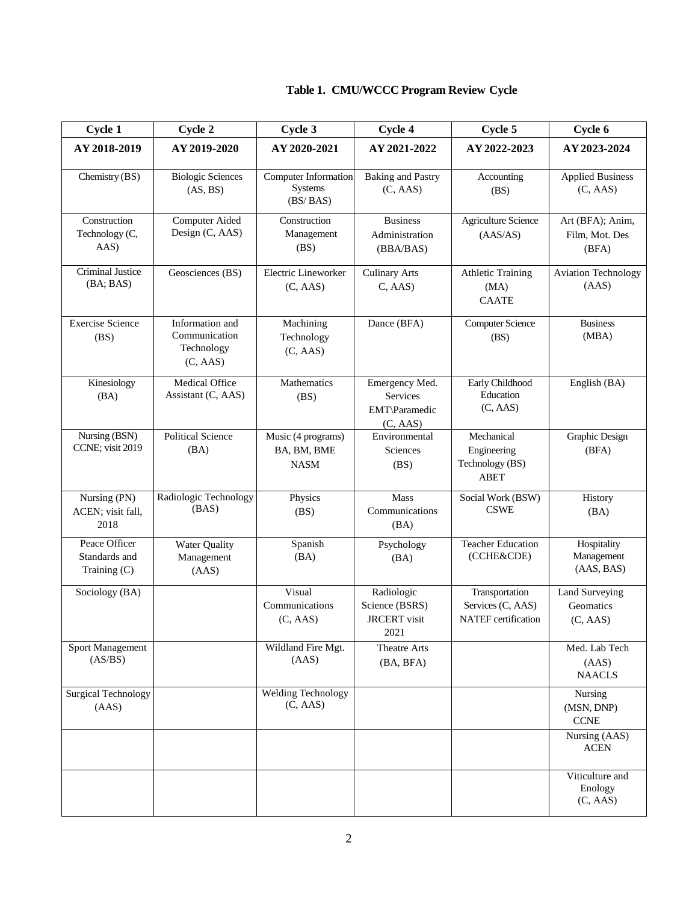**Table 1. CMU/WCCC Program Review Cycle**

| Cycle 1 | Cycle 2 | Cycle 3 | Cycle 4 | Cycle 5 | Cycle 6 |
|---|---|---|---|---|---|
| **AY 2018-2019** | **AY 2019-2020** | **AY 2020-2021** | **AY 2021-2022** | **AY 2022-2023** | **AY 2023-2024** |
| Chemistry (BS) | Biologic Sciences (AS, BS) | Computer Information Systems (BS/ BAS) | Baking and Pastry (C, AAS) | Accounting (BS) | Applied Business (C, AAS) |
| Construction Technology (C, AAS) | Computer Aided Design (C, AAS) | Construction Management (BS) | Business Administration (BBA/BAS) | Agriculture Science (AAS/AS) | Art (BFA); Anim, Film, Mot. Des (BFA) |
| Criminal Justice (BA; BAS) | Geosciences (BS) | Electric Lineworker (C, AAS) | Culinary Arts C, AAS) | Athletic Training (MA) CAATE | Aviation Technology (AAS) |
| Exercise Science (BS) | Information and Communication Technology (C, AAS) | Machining Technology (C, AAS) | Dance (BFA) | Computer Science (BS) | Business (MBA) |
| Kinesiology (BA) | Medical Office Assistant (C, AAS) | Mathematics (BS) | Emergency Med. Services EMT\Paramedic (C, AAS) | Early Childhood Education (C, AAS) | English (BA) |
| Nursing (BSN) CCNE; visit 2019 | Political Science (BA) | Music (4 programs) BA, BM, BME NASM | Environmental Sciences (BS) | Mechanical Engineering Technology (BS) ABET | Graphic Design (BFA) |
| Nursing (PN) ACEN; visit fall, 2018 | Radiologic Technology (BAS) | Physics (BS) | Mass Communications (BA) | Social Work (BSW) CSWE | History (BA) |
| Peace Officer Standards and Training (C) | Water Quality Management (AAS) | Spanish (BA) | Psychology (BA) | Teacher Education (CCHE&CDE) | Hospitality Management (AAS, BAS) |
| Sociology (BA) | | Visual Communications (C, AAS) | Radiologic Science (BSRS) JRCERT visit 2021 | Transportation Services (C, AAS) NATEF certification | Land Surveying Geomatics (C, AAS) |
| Sport Management (AS/BS) | | Wildland Fire Mgt. (AAS) | Theatre Arts (BA, BFA) | | Med. Lab Tech (AAS) NAACLS |
| Surgical Technology (AAS) | | Welding Technology (C, AAS) | | | Nursing (MSN, DNP) CCNE |
| | | | | | Nursing (AAS) ACEN |
| | | | | | Viticulture and Enology (C, AAS) |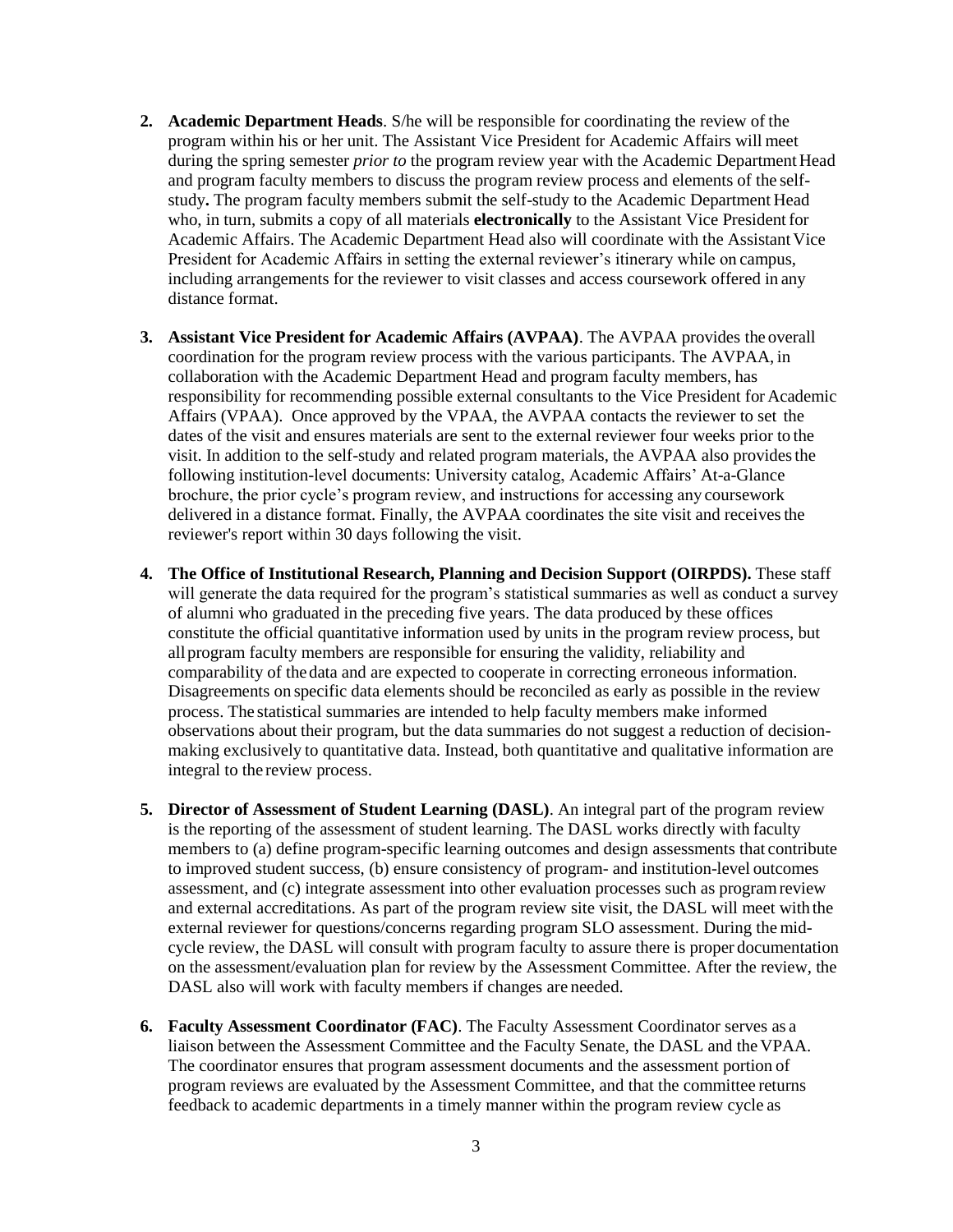2. **Academic Department Heads**. S/he will be responsible for coordinating the review of the program within his or her unit. The Assistant Vice President for Academic Affairs will meet during the spring semester *prior to* the program review year with the Academic Department Head and program faculty members to discuss the program review process and elements of the self-study**.** The program faculty members submit the self-study to the Academic Department Head who, in turn, submits a copy of all materials **electronically** to the Assistant Vice President for Academic Affairs. The Academic Department Head also will coordinate with the Assistant Vice President for Academic Affairs in setting the external reviewer's itinerary while on campus, including arrangements for the reviewer to visit classes and access coursework offered in any distance format.

3. **Assistant Vice President for Academic Affairs (AVPAA)**. The AVPAA provides the overall coordination for the program review process with the various participants. The AVPAA, in collaboration with the Academic Department Head and program faculty members, has responsibility for recommending possible external consultants to the Vice President for Academic Affairs (VPAA). Once approved by the VPAA, the AVPAA contacts the reviewer to set the dates of the visit and ensures materials are sent to the external reviewer four weeks prior to the visit. In addition to the self-study and related program materials, the AVPAA also provides the following institution-level documents: University catalog, Academic Affairs' At-a-Glance brochure, the prior cycle's program review, and instructions for accessing any coursework delivered in a distance format. Finally, the AVPAA coordinates the site visit and receives the reviewer's report within 30 days following the visit.

4. **The Office of Institutional Research, Planning and Decision Support (OIRPDS).** These staff will generate the data required for the program's statistical summaries as well as conduct a survey of alumni who graduated in the preceding five years. The data produced by these offices constitute the official quantitative information used by units in the program review process, but all program faculty members are responsible for ensuring the validity, reliability and comparability of the data and are expected to cooperate in correcting erroneous information. Disagreements on specific data elements should be reconciled as early as possible in the review process. The statistical summaries are intended to help faculty members make informed observations about their program, but the data summaries do not suggest a reduction of decision-making exclusively to quantitative data. Instead, both quantitative and qualitative information are integral to the review process.

5. **Director of Assessment of Student Learning (DASL)**. An integral part of the program review is the reporting of the assessment of student learning. The DASL works directly with faculty members to (a) define program-specific learning outcomes and design assessments that contribute to improved student success, (b) ensure consistency of program- and institution-level outcomes assessment, and (c) integrate assessment into other evaluation processes such as program review and external accreditations. As part of the program review site visit, the DASL will meet with the external reviewer for questions/concerns regarding program SLO assessment. During the mid-cycle review, the DASL will consult with program faculty to assure there is proper documentation on the assessment/evaluation plan for review by the Assessment Committee. After the review, the DASL also will work with faculty members if changes are needed.

6. **Faculty Assessment Coordinator (FAC)**. The Faculty Assessment Coordinator serves as a liaison between the Assessment Committee and the Faculty Senate, the DASL and the VPAA. The coordinator ensures that program assessment documents and the assessment portion of program reviews are evaluated by the Assessment Committee, and that the committee returns feedback to academic departments in a timely manner within the program review cycle as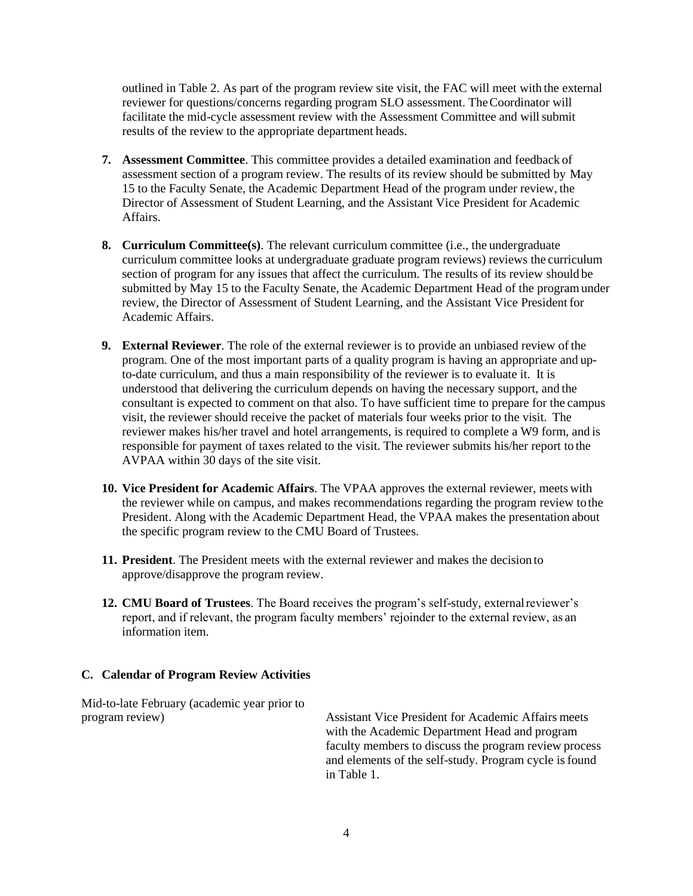outlined in Table 2. As part of the program review site visit, the FAC will meet with the external reviewer for questions/concerns regarding program SLO assessment. The Coordinator will facilitate the mid-cycle assessment review with the Assessment Committee and will submit results of the review to the appropriate department heads.

7. **Assessment Committee**. This committee provides a detailed examination and feedback of assessment section of a program review. The results of its review should be submitted by May 15 to the Faculty Senate, the Academic Department Head of the program under review, the Director of Assessment of Student Learning, and the Assistant Vice President for Academic Affairs.

8. **Curriculum Committee(s)**. The relevant curriculum committee (i.e., the undergraduate curriculum committee looks at undergraduate graduate program reviews) reviews the curriculum section of program for any issues that affect the curriculum. The results of its review should be submitted by May 15 to the Faculty Senate, the Academic Department Head of the program under review, the Director of Assessment of Student Learning, and the Assistant Vice President for Academic Affairs.

9. **External Reviewer**. The role of the external reviewer is to provide an unbiased review of the program. One of the most important parts of a quality program is having an appropriate and up-to-date curriculum, and thus a main responsibility of the reviewer is to evaluate it. It is understood that delivering the curriculum depends on having the necessary support, and the consultant is expected to comment on that also. To have sufficient time to prepare for the campus visit, the reviewer should receive the packet of materials four weeks prior to the visit. The reviewer makes his/her travel and hotel arrangements, is required to complete a W9 form, and is responsible for payment of taxes related to the visit. The reviewer submits his/her report to the AVPAA within 30 days of the site visit.

10. **Vice President for Academic Affairs**. The VPAA approves the external reviewer, meets with the reviewer while on campus, and makes recommendations regarding the program review to the President. Along with the Academic Department Head, the VPAA makes the presentation about the specific program review to the CMU Board of Trustees.

11. **President**. The President meets with the external reviewer and makes the decision to approve/disapprove the program review.

12. **CMU Board of Trustees**. The Board receives the program's self-study, external reviewer's report, and if relevant, the program faculty members' rejoinder to the external review, as an information item.

### C. Calendar of Program Review Activities

| | |
|---|---|
| Mid-to-late February (academic year prior to program review) | Assistant Vice President for Academic Affairs meets with the Academic Department Head and program faculty members to discuss the program review process and elements of the self-study. Program cycle is found in Table 1. |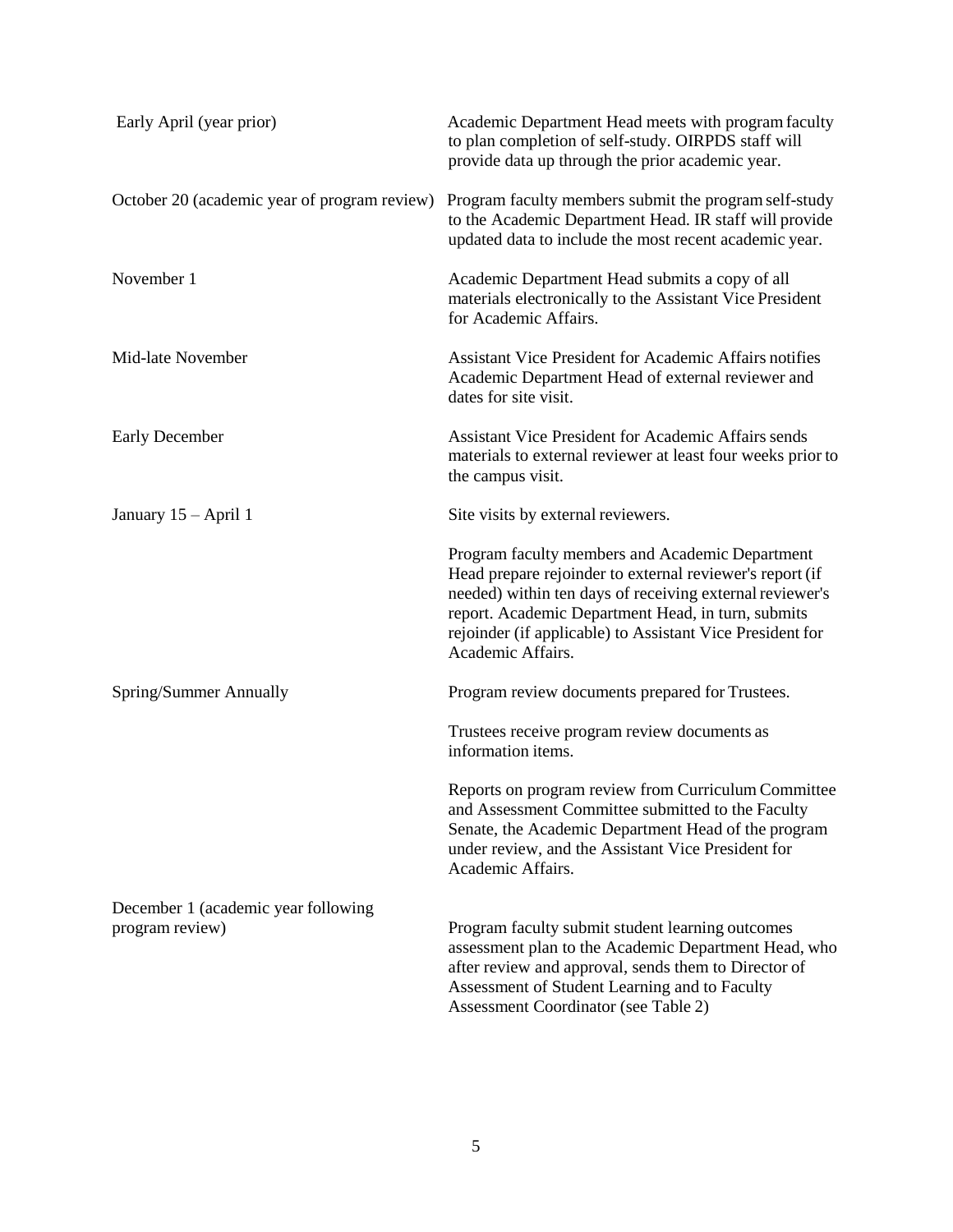| | |
|---|---|
| Early April (year prior) | Academic Department Head meets with program faculty to plan completion of self-study. OIRPDS staff will provide data up through the prior academic year. |
| October 20 (academic year of program review) | Program faculty members submit the program self-study to the Academic Department Head. IR staff will provide updated data to include the most recent academic year. |
| November 1 | Academic Department Head submits a copy of all materials electronically to the Assistant Vice President for Academic Affairs. |
| Mid-late November | Assistant Vice President for Academic Affairs notifies Academic Department Head of external reviewer and dates for site visit. |
| Early December | Assistant Vice President for Academic Affairs sends materials to external reviewer at least four weeks prior to the campus visit. |
| January 15 – April 1 | Site visits by external reviewers. |
| | Program faculty members and Academic Department Head prepare rejoinder to external reviewer's report (if needed) within ten days of receiving external reviewer's report. Academic Department Head, in turn, submits rejoinder (if applicable) to Assistant Vice President for Academic Affairs. |
| Spring/Summer Annually | Program review documents prepared for Trustees. |
| | Trustees receive program review documents as information items. |
| | Reports on program review from Curriculum Committee and Assessment Committee submitted to the Faculty Senate, the Academic Department Head of the program under review, and the Assistant Vice President for Academic Affairs. |
| December 1 (academic year following program review) | Program faculty submit student learning outcomes assessment plan to the Academic Department Head, who after review and approval, sends them to Director of Assessment of Student Learning and to Faculty Assessment Coordinator (see Table 2) |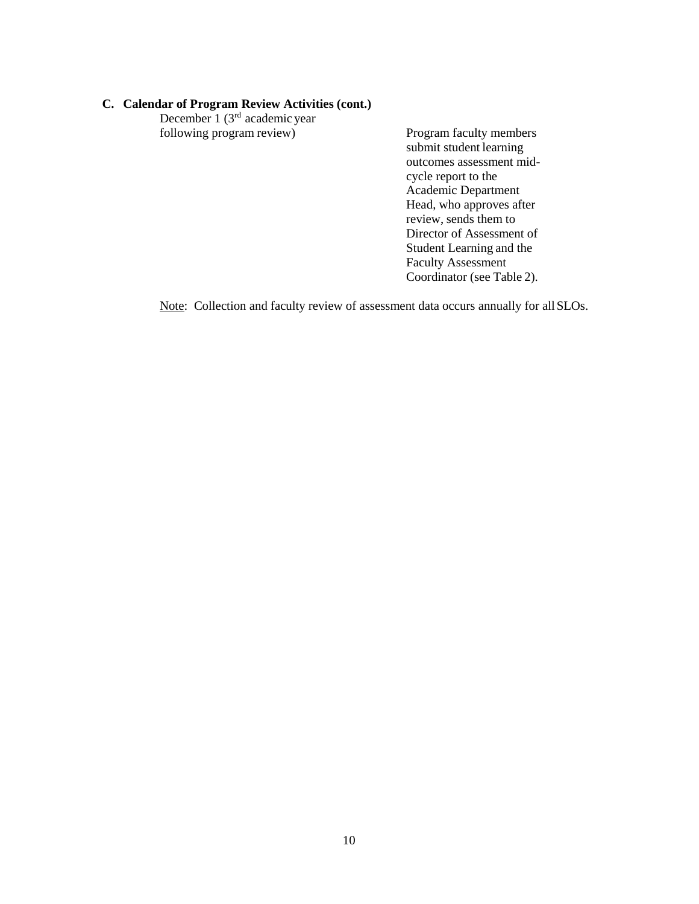### C. Calendar of Program Review Activities (cont.)

| | |
|---|---|
| December 1 (3rd academic year following program review) | Program faculty members submit student learning outcomes assessment mid-cycle report to the Academic Department Head, who approves after review, sends them to Director of Assessment of Student Learning and the Faculty Assessment Coordinator (see Table 2). |

Note: Collection and faculty review of assessment data occurs annually for all SLOs.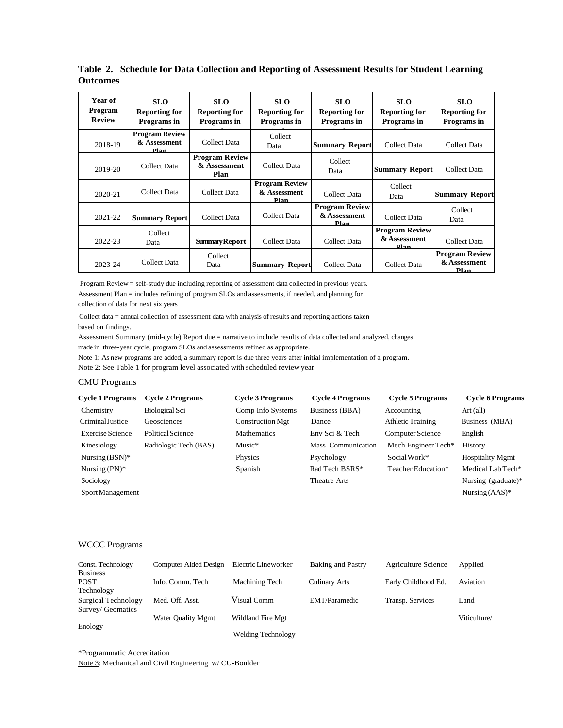**Table 2. Schedule for Data Collection and Reporting of Assessment Results for Student Learning Outcomes**

| Year of Program Review | SLO Reporting for Programs in | SLO Reporting for Programs in | SLO Reporting for Programs in | SLO Reporting for Programs in | SLO Reporting for Programs in | SLO Reporting for Programs in |
|---|---|---|---|---|---|---|
| 2018-19 | **Program Review & Assessment Plan** | Collect Data | Collect Data | **Summary Report** | Collect Data | Collect Data |
| 2019-20 | Collect Data | **Program Review & Assessment Plan** | Collect Data | Collect Data | **Summary Report** | Collect Data |
| 2020-21 | Collect Data | Collect Data | **Program Review & Assessment Plan** | Collect Data | Collect Data | **Summary Report** |
| 2021-22 | **Summary Report** | Collect Data | Collect Data | **Program Review & Assessment Plan** | Collect Data | Collect Data |
| 2022-23 | Collect Data | **Summary Report** | Collect Data | Collect Data | **Program Review & Assessment Plan** | Collect Data |
| 2023-24 | Collect Data | Collect Data | **Summary Report** | Collect Data | Collect Data | **Program Review & Assessment Plan** |

Program Review = self-study due including reporting of assessment data collected in previous years.
Assessment Plan = includes refining of program SLOs and assessments, if needed, and planning for collection of data for next six years

Collect data = annual collection of assessment data with analysis of results and reporting actions taken based on findings.
Assessment Summary (mid-cycle) Report due = narrative to include results of data collected and analyzed, changes made in three-year cycle, program SLOs and assessments refined as appropriate.
Note 1: As new programs are added, a summary report is due three years after initial implementation of a program.
Note 2: See Table 1 for program level associated with scheduled review year.

CMU Programs

| Cycle 1 Programs | Cycle 2 Programs | Cycle 3 Programs | Cycle 4 Programs | Cycle 5 Programs | Cycle 6 Programs |
|---|---|---|---|---|---|
| Chemistry | Biological Sci | Comp Info Systems | Business (BBA) | Accounting | Art (all) |
| Criminal Justice | Geosciences | Construction Mgt | Dance | Athletic Training | Business (MBA) |
| Exercise Science | Political Science | Mathematics | Env Sci & Tech | Computer Science | English |
| Kinesiology | Radiologic Tech (BAS) | Music* | Mass Communication | Mech Engineer Tech* | History |
| Nursing (BSN)* | | Physics | Psychology | Social Work* | Hospitality Mgmt |
| Nursing (PN)* | | Spanish | Rad Tech BSRS* | Teacher Education* | Medical Lab Tech* |
| Sociology | | | Theatre Arts | | Nursing (graduate)* |
| Sport Management | | | | | Nursing (AAS)* |

WCCC Programs

| | | | | | |
|---|---|---|---|---|---|
| Const. Technology | Computer Aided Design | Electric Lineworker | Baking and Pastry | Agriculture Science | Applied Business |
| POST | Info. Comm. Tech | Machining Tech | Culinary Arts | Early Childhood Ed. | Aviation Technology |
| Surgical Technology | Med. Off. Asst. | Visual Comm | EMT/Paramedic | Transp. Services | Land Survey/ Geomatics |
| | Water Quality Mgmt | Wildland Fire Mgt | | | Viticulture/ Enology |
| | | Welding Technology | | | |

*Programmatic Accreditation
Note 3: Mechanical and Civil Engineering w/ CU-Boulder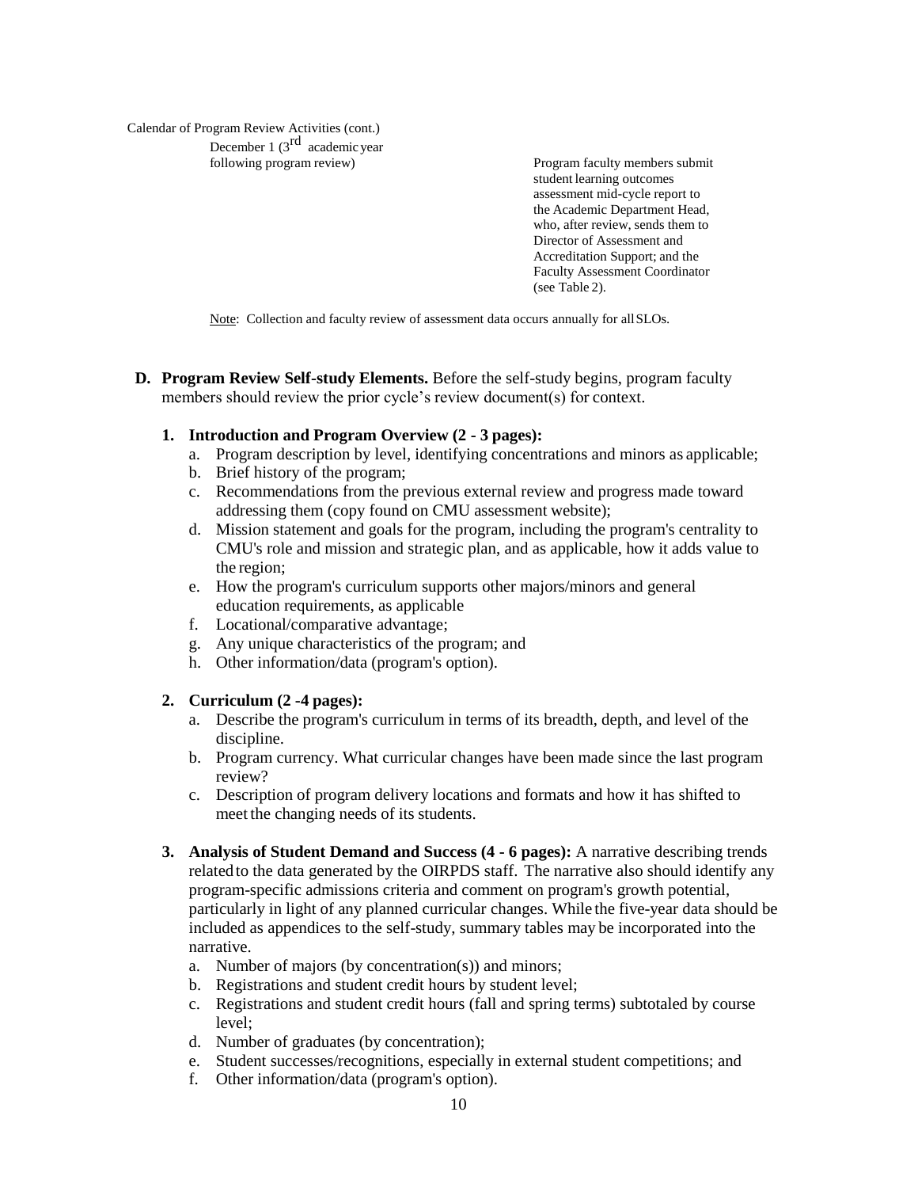Calendar of Program Review Activities (cont.)

| | |
|---|---|
| December 1 (3rd academic year following program review) | Program faculty members submit student learning outcomes assessment mid-cycle report to the Academic Department Head, who, after review, sends them to Director of Assessment and Accreditation Support; and the Faculty Assessment Coordinator (see Table 2). |

Note: Collection and faculty review of assessment data occurs annually for all SLOs.

**D. Program Review Self-study Elements.** Before the self-study begins, program faculty members should review the prior cycle's review document(s) for context.

**1. Introduction and Program Overview (2 - 3 pages):**

a. Program description by level, identifying concentrations and minors as applicable;
b. Brief history of the program;
c. Recommendations from the previous external review and progress made toward addressing them (copy found on CMU assessment website);
d. Mission statement and goals for the program, including the program's centrality to CMU's role and mission and strategic plan, and as applicable, how it adds value to the region;
e. How the program's curriculum supports other majors/minors and general education requirements, as applicable
f. Locational/comparative advantage;
g. Any unique characteristics of the program; and
h. Other information/data (program's option).

**2. Curriculum (2 -4 pages):**

a. Describe the program's curriculum in terms of its breadth, depth, and level of the discipline.
b. Program currency. What curricular changes have been made since the last program review?
c. Description of program delivery locations and formats and how it has shifted to meet the changing needs of its students.

**3. Analysis of Student Demand and Success (4 - 6 pages):** A narrative describing trends related to the data generated by the OIRPDS staff. The narrative also should identify any program-specific admissions criteria and comment on program's growth potential, particularly in light of any planned curricular changes. While the five-year data should be included as appendices to the self-study, summary tables may be incorporated into the narrative.

a. Number of majors (by concentration(s)) and minors;
b. Registrations and student credit hours by student level;
c. Registrations and student credit hours (fall and spring terms) subtotaled by course level;
d. Number of graduates (by concentration);
e. Student successes/recognitions, especially in external student competitions; and
f. Other information/data (program's option).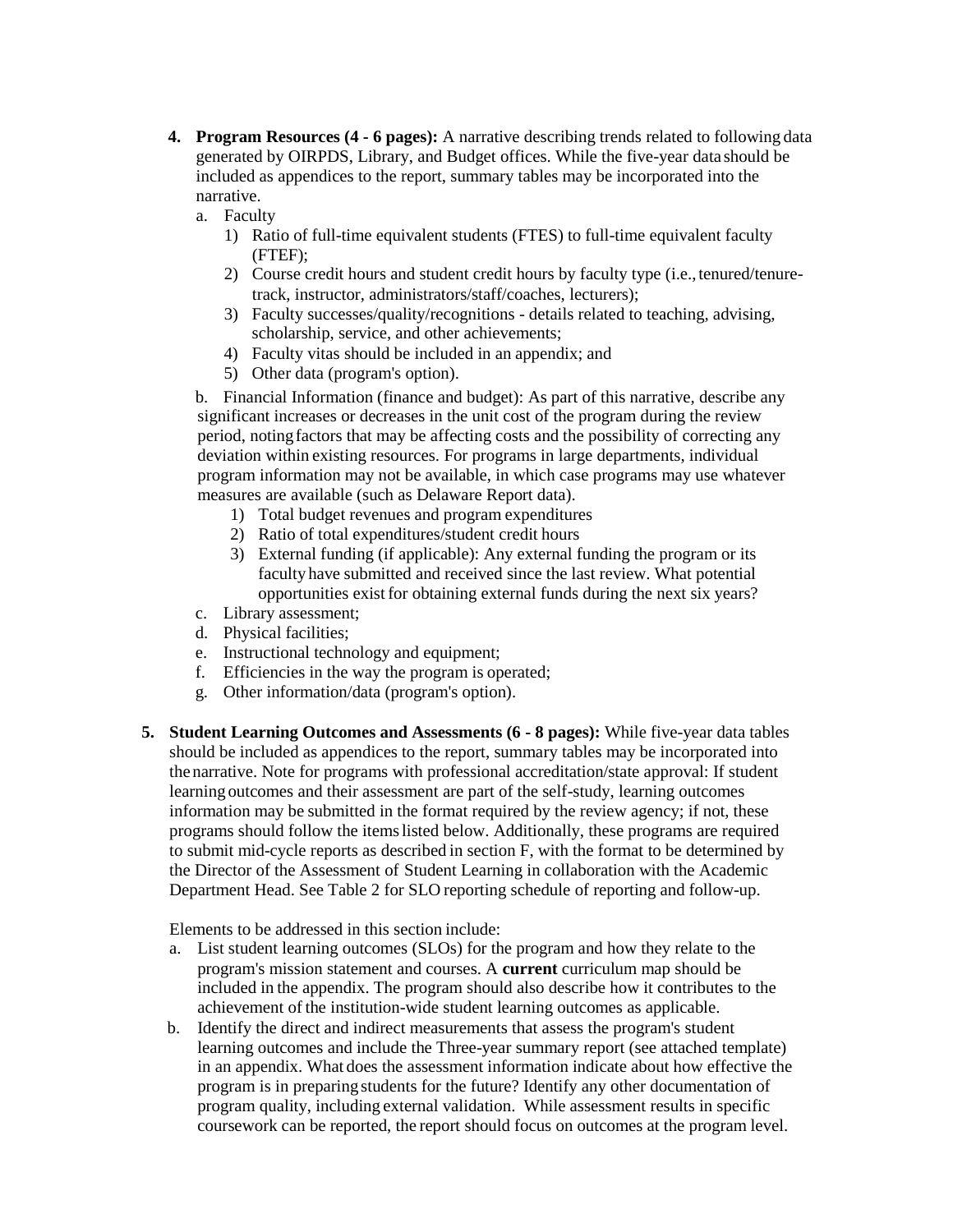4. **Program Resources (4 - 6 pages):** A narrative describing trends related to following data generated by OIRPDS, Library, and Budget offices. While the five-year data should be included as appendices to the report, summary tables may be incorporated into the narrative.
   a. Faculty
      1) Ratio of full-time equivalent students (FTES) to full-time equivalent faculty (FTEF);
      2) Course credit hours and student credit hours by faculty type (i.e., tenured/tenure-track, instructor, administrators/staff/coaches, lecturers);
      3) Faculty successes/quality/recognitions - details related to teaching, advising, scholarship, service, and other achievements;
      4) Faculty vitas should be included in an appendix; and
      5) Other data (program's option).

   b. Financial Information (finance and budget): As part of this narrative, describe any significant increases or decreases in the unit cost of the program during the review period, noting factors that may be affecting costs and the possibility of correcting any deviation within existing resources. For programs in large departments, individual program information may not be available, in which case programs may use whatever measures are available (such as Delaware Report data).
      1) Total budget revenues and program expenditures
      2) Ratio of total expenditures/student credit hours
      3) External funding (if applicable): Any external funding the program or its faculty have submitted and received since the last review. What potential opportunities exist for obtaining external funds during the next six years?

   c. Library assessment;
   d. Physical facilities;
   e. Instructional technology and equipment;
   f. Efficiencies in the way the program is operated;
   g. Other information/data (program's option).

5. **Student Learning Outcomes and Assessments (6 - 8 pages):** While five-year data tables should be included as appendices to the report, summary tables may be incorporated into the narrative. Note for programs with professional accreditation/state approval: If student learning outcomes and their assessment are part of the self-study, learning outcomes information may be submitted in the format required by the review agency; if not, these programs should follow the items listed below. Additionally, these programs are required to submit mid-cycle reports as described in section F, with the format to be determined by the Director of the Assessment of Student Learning in collaboration with the Academic Department Head. See Table 2 for SLO reporting schedule of reporting and follow-up.

   Elements to be addressed in this section include:

   a. List student learning outcomes (SLOs) for the program and how they relate to the program's mission statement and courses. A **current** curriculum map should be included in the appendix. The program should also describe how it contributes to the achievement of the institution-wide student learning outcomes as applicable.
   b. Identify the direct and indirect measurements that assess the program's student learning outcomes and include the Three-year summary report (see attached template) in an appendix. What does the assessment information indicate about how effective the program is in preparing students for the future? Identify any other documentation of program quality, including external validation. While assessment results in specific coursework can be reported, the report should focus on outcomes at the program level.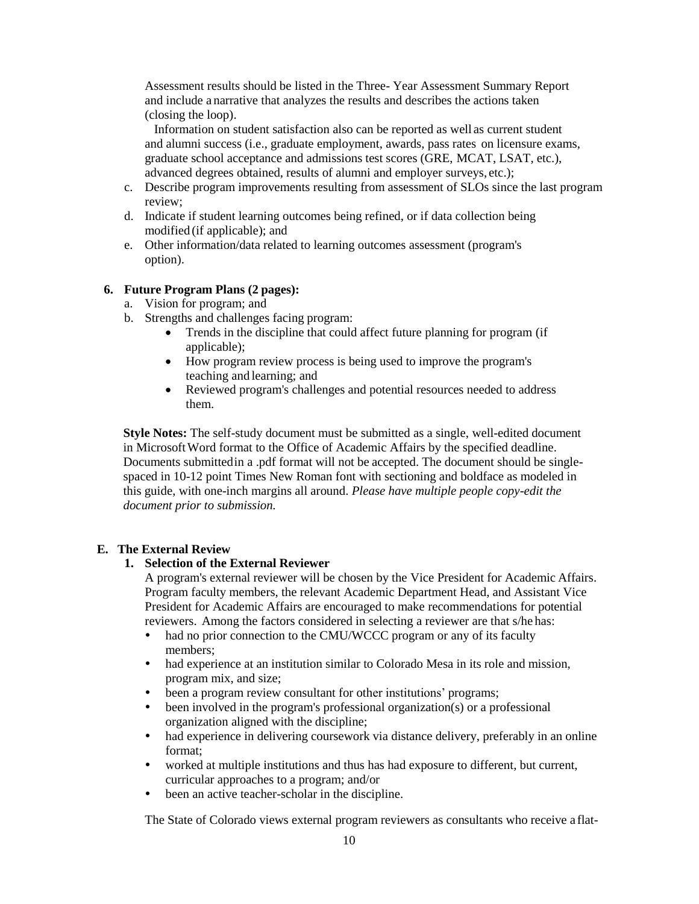Assessment results should be listed in the Three- Year Assessment Summary Report and include a narrative that analyzes the results and describes the actions taken (closing the loop).

Information on student satisfaction also can be reported as well as current student and alumni success (i.e., graduate employment, awards, pass rates on licensure exams, graduate school acceptance and admissions test scores (GRE, MCAT, LSAT, etc.), advanced degrees obtained, results of alumni and employer surveys, etc.);

c. Describe program improvements resulting from assessment of SLOs since the last program review;
d. Indicate if student learning outcomes being refined, or if data collection being modified (if applicable); and
e. Other information/data related to learning outcomes assessment (program's option).

**6. Future Program Plans (2 pages):**

a. Vision for program; and
b. Strengths and challenges facing program:
   - Trends in the discipline that could affect future planning for program (if applicable);
   - How program review process is being used to improve the program's teaching and learning; and
   - Reviewed program's challenges and potential resources needed to address them.

**Style Notes:** The self-study document must be submitted as a single, well-edited document in Microsoft Word format to the Office of Academic Affairs by the specified deadline. Documents submitted in a .pdf format will not be accepted. The document should be single-spaced in 10-12 point Times New Roman font with sectioning and boldface as modeled in this guide, with one-inch margins all around. *Please have multiple people copy-edit the document prior to submission.*

## E. The External Review

### 1. Selection of the External Reviewer

A program's external reviewer will be chosen by the Vice President for Academic Affairs. Program faculty members, the relevant Academic Department Head, and Assistant Vice President for Academic Affairs are encouraged to make recommendations for potential reviewers. Among the factors considered in selecting a reviewer are that s/he has:

- had no prior connection to the CMU/WCCC program or any of its faculty members;
- had experience at an institution similar to Colorado Mesa in its role and mission, program mix, and size;
- been a program review consultant for other institutions' programs;
- been involved in the program's professional organization(s) or a professional organization aligned with the discipline;
- had experience in delivering coursework via distance delivery, preferably in an online format;
- worked at multiple institutions and thus has had exposure to different, but current, curricular approaches to a program; and/or
- been an active teacher-scholar in the discipline.

The State of Colorado views external program reviewers as consultants who receive a flat-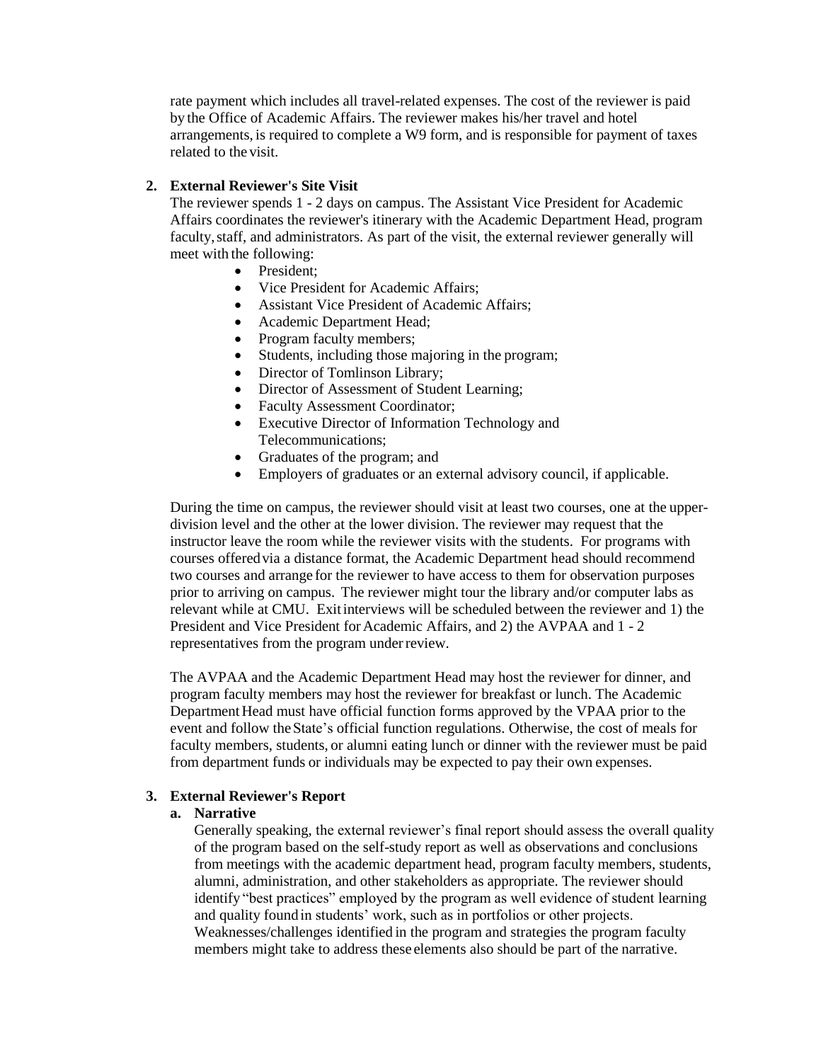rate payment which includes all travel-related expenses. The cost of the reviewer is paid by the Office of Academic Affairs. The reviewer makes his/her travel and hotel arrangements, is required to complete a W9 form, and is responsible for payment of taxes related to the visit.

2. **External Reviewer's Site Visit**

   The reviewer spends 1 - 2 days on campus. The Assistant Vice President for Academic Affairs coordinates the reviewer's itinerary with the Academic Department Head, program faculty, staff, and administrators. As part of the visit, the external reviewer generally will meet with the following:

   - President;
   - Vice President for Academic Affairs;
   - Assistant Vice President of Academic Affairs;
   - Academic Department Head;
   - Program faculty members;
   - Students, including those majoring in the program;
   - Director of Tomlinson Library;
   - Director of Assessment of Student Learning;
   - Faculty Assessment Coordinator;
   - Executive Director of Information Technology and Telecommunications;
   - Graduates of the program; and
   - Employers of graduates or an external advisory council, if applicable.

   During the time on campus, the reviewer should visit at least two courses, one at the upper-division level and the other at the lower division. The reviewer may request that the instructor leave the room while the reviewer visits with the students. For programs with courses offered via a distance format, the Academic Department head should recommend two courses and arrange for the reviewer to have access to them for observation purposes prior to arriving on campus. The reviewer might tour the library and/or computer labs as relevant while at CMU. Exit interviews will be scheduled between the reviewer and 1) the President and Vice President for Academic Affairs, and 2) the AVPAA and 1 - 2 representatives from the program under review.

   The AVPAA and the Academic Department Head may host the reviewer for dinner, and program faculty members may host the reviewer for breakfast or lunch. The Academic Department Head must have official function forms approved by the VPAA prior to the event and follow the State's official function regulations. Otherwise, the cost of meals for faculty members, students, or alumni eating lunch or dinner with the reviewer must be paid from department funds or individuals may be expected to pay their own expenses.

3. **External Reviewer's Report**

   a. **Narrative**

   Generally speaking, the external reviewer's final report should assess the overall quality of the program based on the self-study report as well as observations and conclusions from meetings with the academic department head, program faculty members, students, alumni, administration, and other stakeholders as appropriate. The reviewer should identify "best practices" employed by the program as well evidence of student learning and quality found in students' work, such as in portfolios or other projects. Weaknesses/challenges identified in the program and strategies the program faculty members might take to address these elements also should be part of the narrative.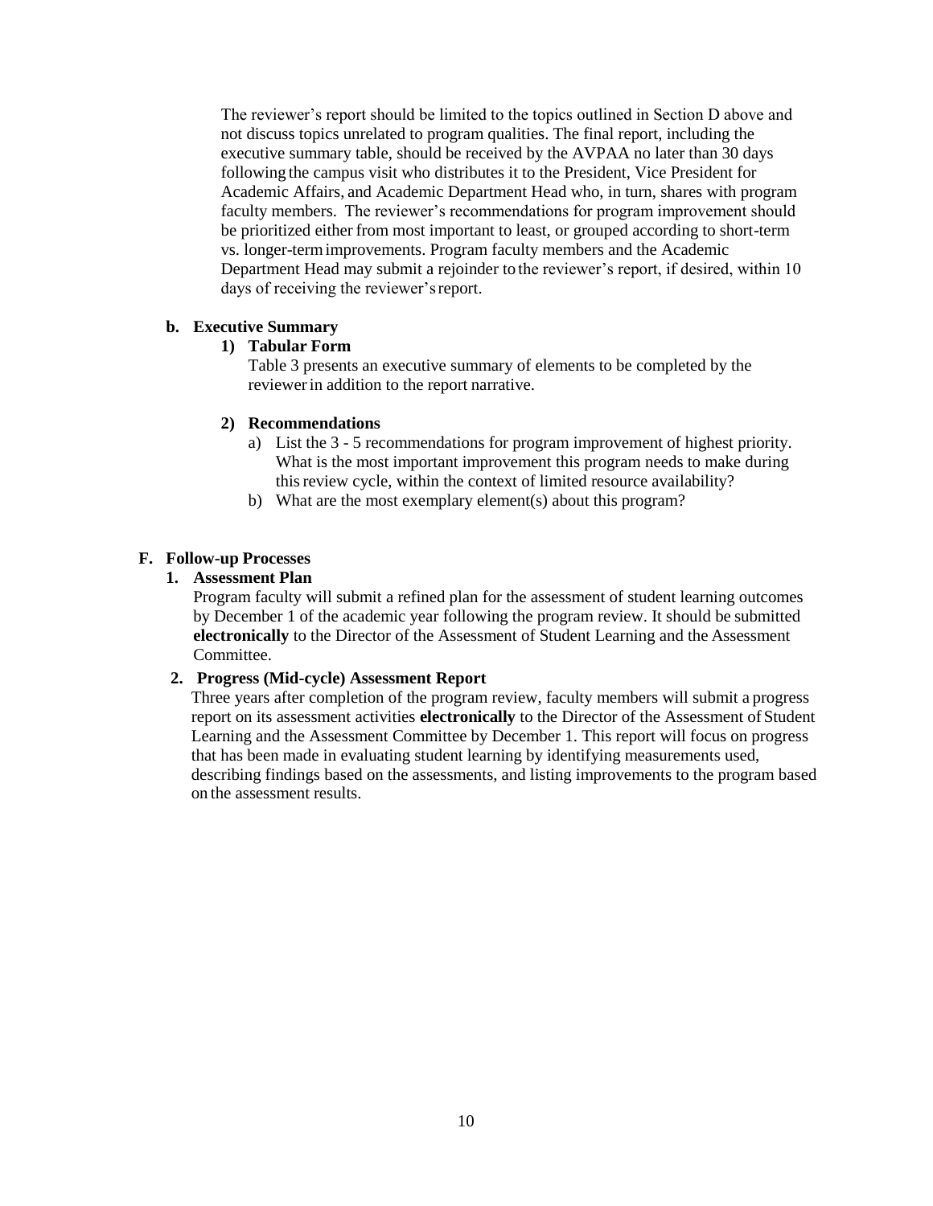The reviewer's report should be limited to the topics outlined in Section D above and not discuss topics unrelated to program qualities. The final report, including the executive summary table, should be received by the AVPAA no later than 30 days following the campus visit who distributes it to the President, Vice President for Academic Affairs, and Academic Department Head who, in turn, shares with program faculty members. The reviewer's recommendations for program improvement should be prioritized either from most important to least, or grouped according to short-term vs. longer-term improvements. Program faculty members and the Academic Department Head may submit a rejoinder to the reviewer's report, if desired, within 10 days of receiving the reviewer's report.

**b. Executive Summary**

**1) Tabular Form**

Table 3 presents an executive summary of elements to be completed by the reviewer in addition to the report narrative.

**2) Recommendations**

a) List the 3 - 5 recommendations for program improvement of highest priority. What is the most important improvement this program needs to make during this review cycle, within the context of limited resource availability?

b) What are the most exemplary element(s) about this program?

## F. Follow-up Processes

**1. Assessment Plan**

Program faculty will submit a refined plan for the assessment of student learning outcomes by December 1 of the academic year following the program review. It should be submitted **electronically** to the Director of the Assessment of Student Learning and the Assessment Committee.

**2. Progress (Mid-cycle) Assessment Report**

Three years after completion of the program review, faculty members will submit a progress report on its assessment activities **electronically** to the Director of the Assessment of Student Learning and the Assessment Committee by December 1. This report will focus on progress that has been made in evaluating student learning by identifying measurements used, describing findings based on the assessments, and listing improvements to the program based on the assessment results.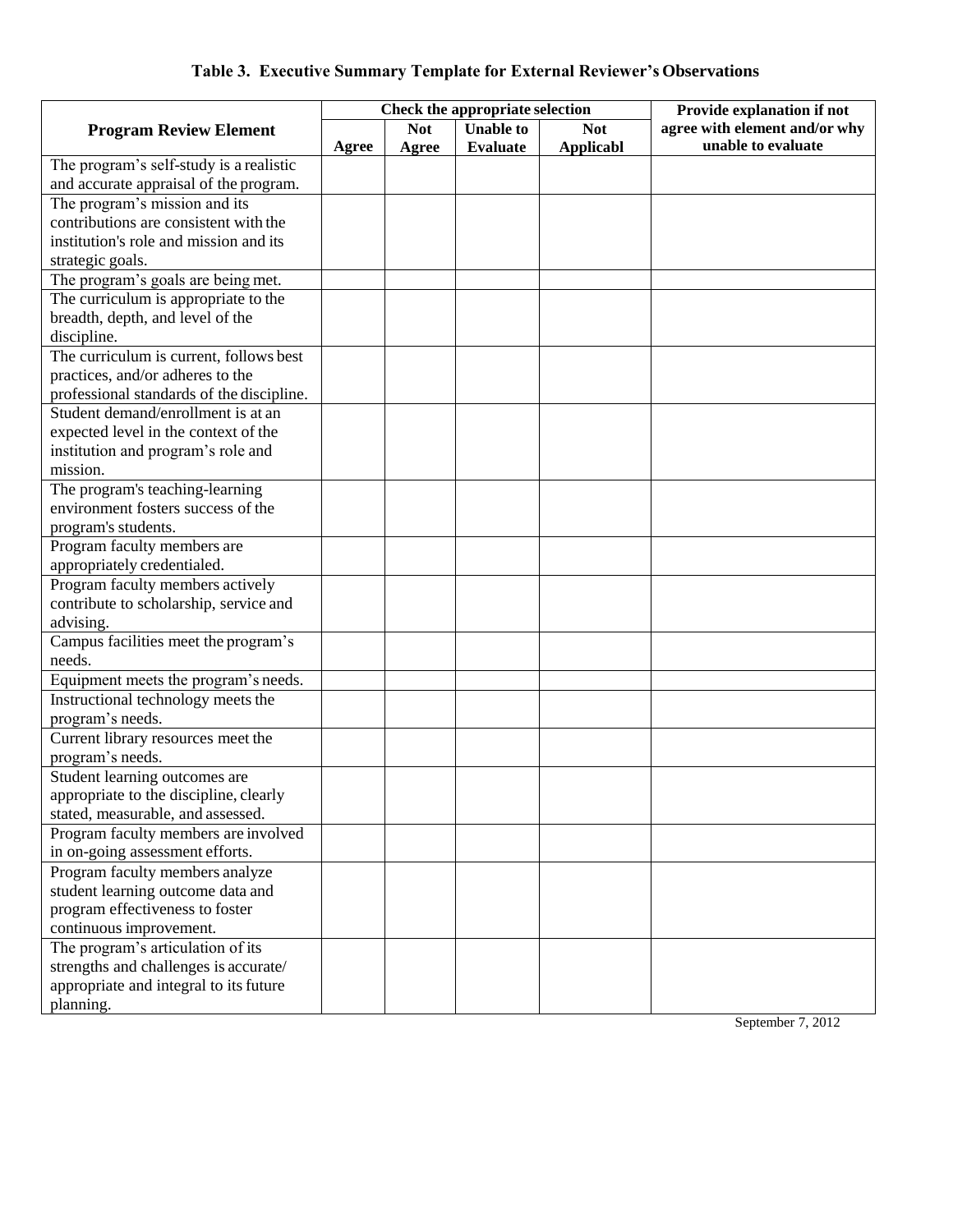**Table 3. Executive Summary Template for External Reviewer's Observations**

| Program Review Element | Check the appropriate selection | | | | Provide explanation if not agree with element and/or why unable to evaluate |
|---|---|---|---|---|---|
| | Agree | Not Agree | Unable to Evaluate | Not Applicabl | |
| The program's self-study is a realistic and accurate appraisal of the program. | | | | | |
| The program's mission and its contributions are consistent with the institution's role and mission and its strategic goals. | | | | | |
| The program's goals are being met. | | | | | |
| The curriculum is appropriate to the breadth, depth, and level of the discipline. | | | | | |
| The curriculum is current, follows best practices, and/or adheres to the professional standards of the discipline. | | | | | |
| Student demand/enrollment is at an expected level in the context of the institution and program's role and mission. | | | | | |
| The program's teaching-learning environment fosters success of the program's students. | | | | | |
| Program faculty members are appropriately credentialed. | | | | | |
| Program faculty members actively contribute to scholarship, service and advising. | | | | | |
| Campus facilities meet the program's needs. | | | | | |
| Equipment meets the program's needs. | | | | | |
| Instructional technology meets the program's needs. | | | | | |
| Current library resources meet the program's needs. | | | | | |
| Student learning outcomes are appropriate to the discipline, clearly stated, measurable, and assessed. | | | | | |
| Program faculty members are involved in on-going assessment efforts. | | | | | |
| Program faculty members analyze student learning outcome data and program effectiveness to foster continuous improvement. | | | | | |
| The program's articulation of its strengths and challenges is accurate/ appropriate and integral to its future planning. | | | | | |

September 7, 2012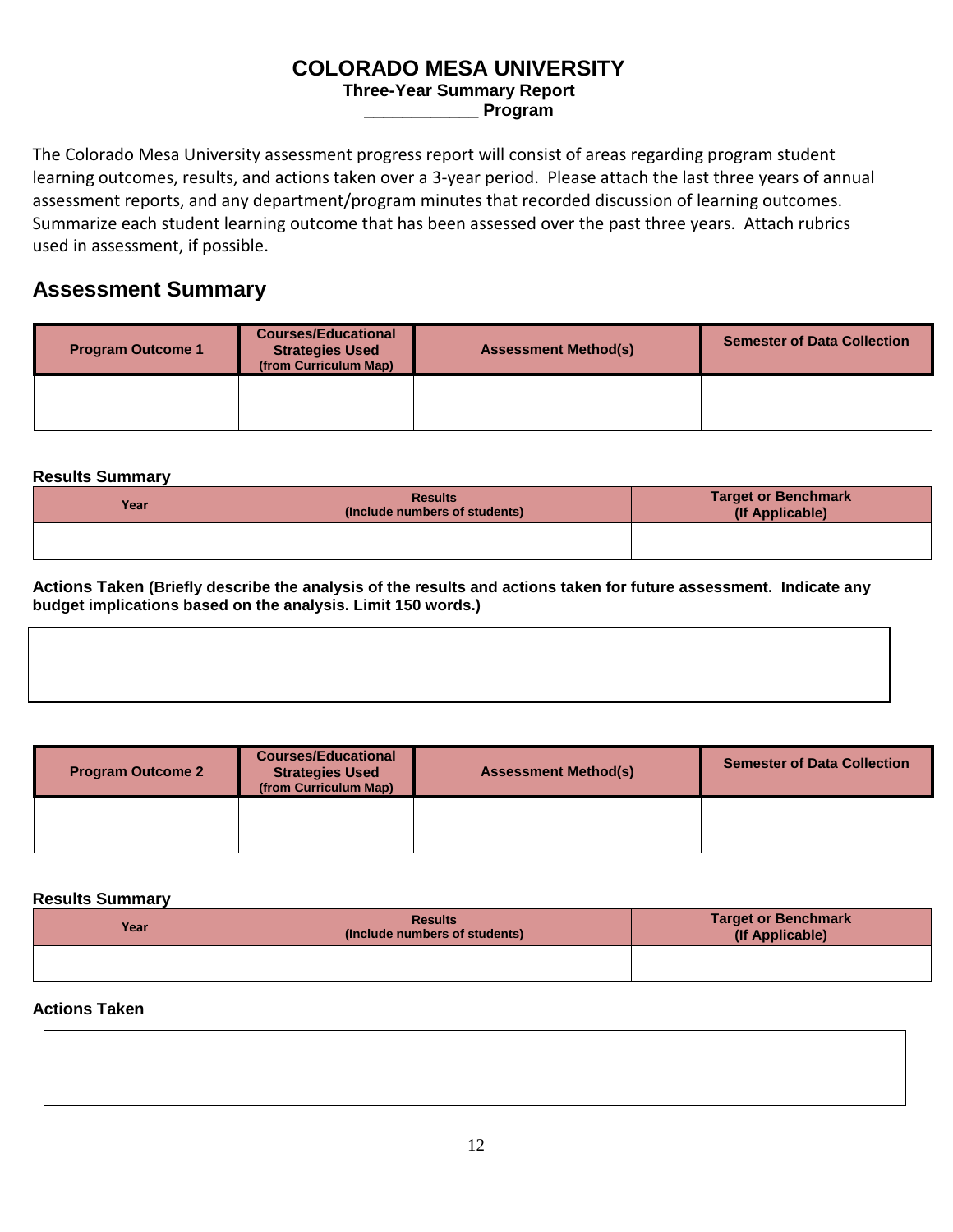# COLORADO MESA UNIVERSITY

**Three-Year Summary Report**

**___________ Program**

The Colorado Mesa University assessment progress report will consist of areas regarding program student learning outcomes, results, and actions taken over a 3-year period. Please attach the last three years of annual assessment reports, and any department/program minutes that recorded discussion of learning outcomes. Summarize each student learning outcome that has been assessed over the past three years. Attach rubrics used in assessment, if possible.

## Assessment Summary

| Program Outcome 1 | Courses/Educational Strategies Used (from Curriculum Map) | Assessment Method(s) | Semester of Data Collection |
|---|---|---|---|
| | | | |

**Results Summary**

| Year | Results (Include numbers of students) | Target or Benchmark (If Applicable) |
|---|---|---|
| | | |

**Actions Taken (Briefly describe the analysis of the results and actions taken for future assessment. Indicate any budget implications based on the analysis. Limit 150 words.)**

| |
|---|
| |

| Program Outcome 2 | Courses/Educational Strategies Used (from Curriculum Map) | Assessment Method(s) | Semester of Data Collection |
|---|---|---|---|
| | | | |

**Results Summary**

| Year | Results (Include numbers of students) | Target or Benchmark (If Applicable) |
|---|---|---|
| | | |

**Actions Taken**

| |
|---|
| |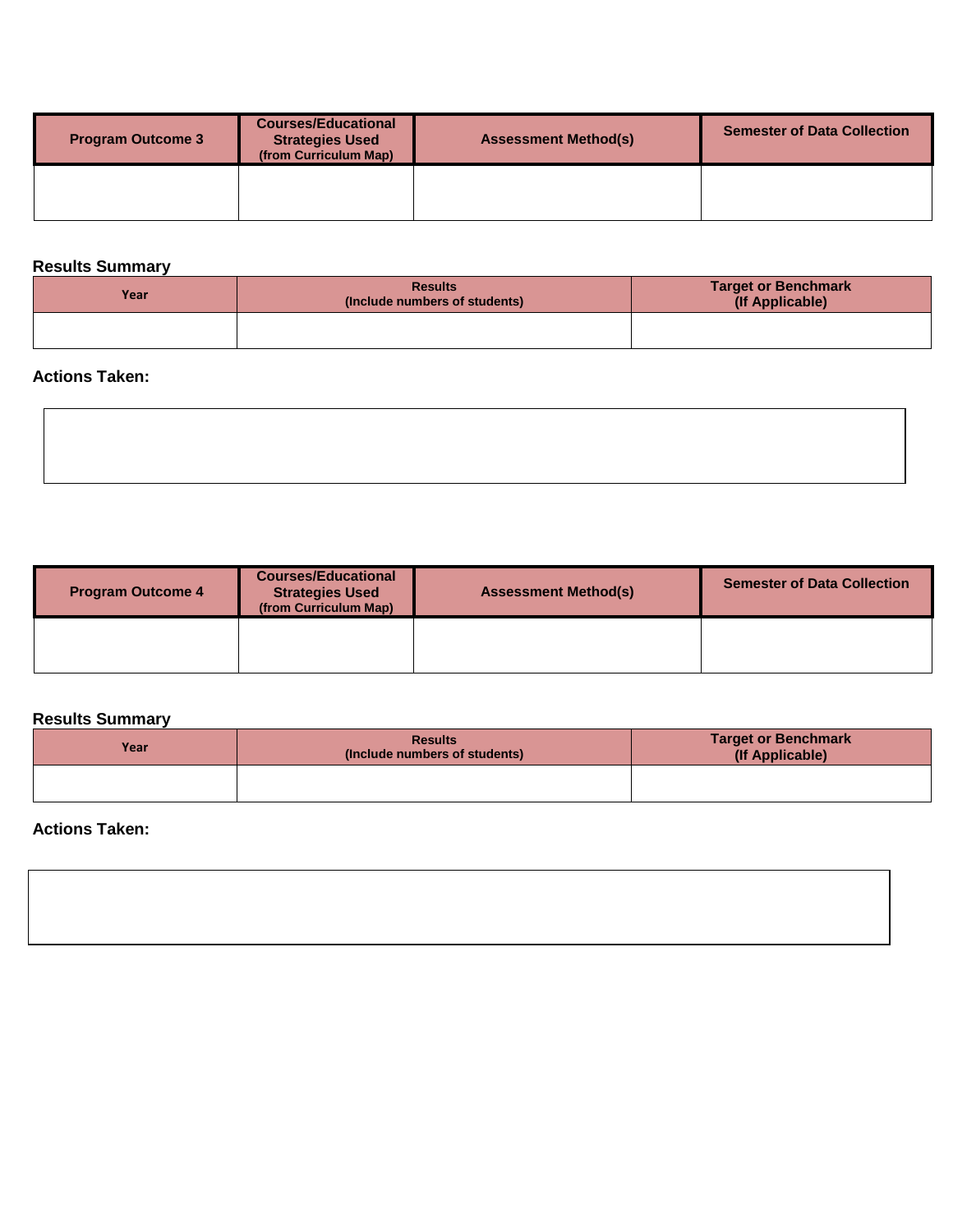| Program Outcome 3 | Courses/Educational Strategies Used (from Curriculum Map) | Assessment Method(s) | Semester of Data Collection |
|---|---|---|---|
| | | | |

**Results Summary**

| Year | Results (Include numbers of students) | Target or Benchmark (If Applicable) |
|---|---|---|
| | | |

**Actions Taken:**

| |
|---|
| |

| Program Outcome 4 | Courses/Educational Strategies Used (from Curriculum Map) | Assessment Method(s) | Semester of Data Collection |
|---|---|---|---|
| | | | |

**Results Summary**

| Year | Results (Include numbers of students) | Target or Benchmark (If Applicable) |
|---|---|---|
| | | |

**Actions Taken:**

| |
|---|
| |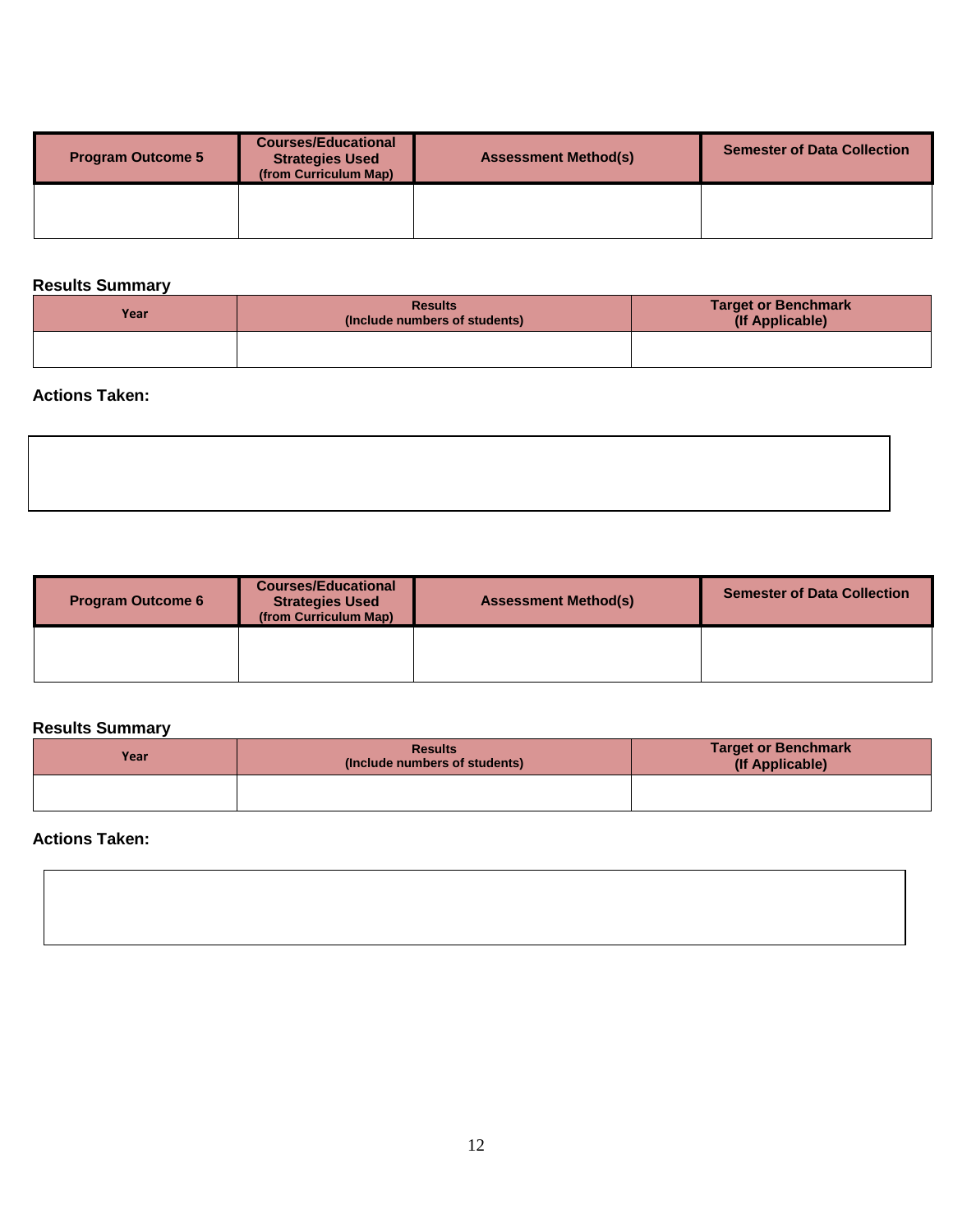| Program Outcome 5 | Courses/Educational Strategies Used (from Curriculum Map) | Assessment Method(s) | Semester of Data Collection |
|---|---|---|---|
| | | | |

**Results Summary**

| Year | Results (Include numbers of students) | Target or Benchmark (If Applicable) |
|---|---|---|
| | | |

**Actions Taken:**

| |
|---|
| |

| Program Outcome 6 | Courses/Educational Strategies Used (from Curriculum Map) | Assessment Method(s) | Semester of Data Collection |
|---|---|---|---|
| | | | |

**Results Summary**

| Year | Results (Include numbers of students) | Target or Benchmark (If Applicable) |
|---|---|---|
| | | |

**Actions Taken:**

| |
|---|
| |